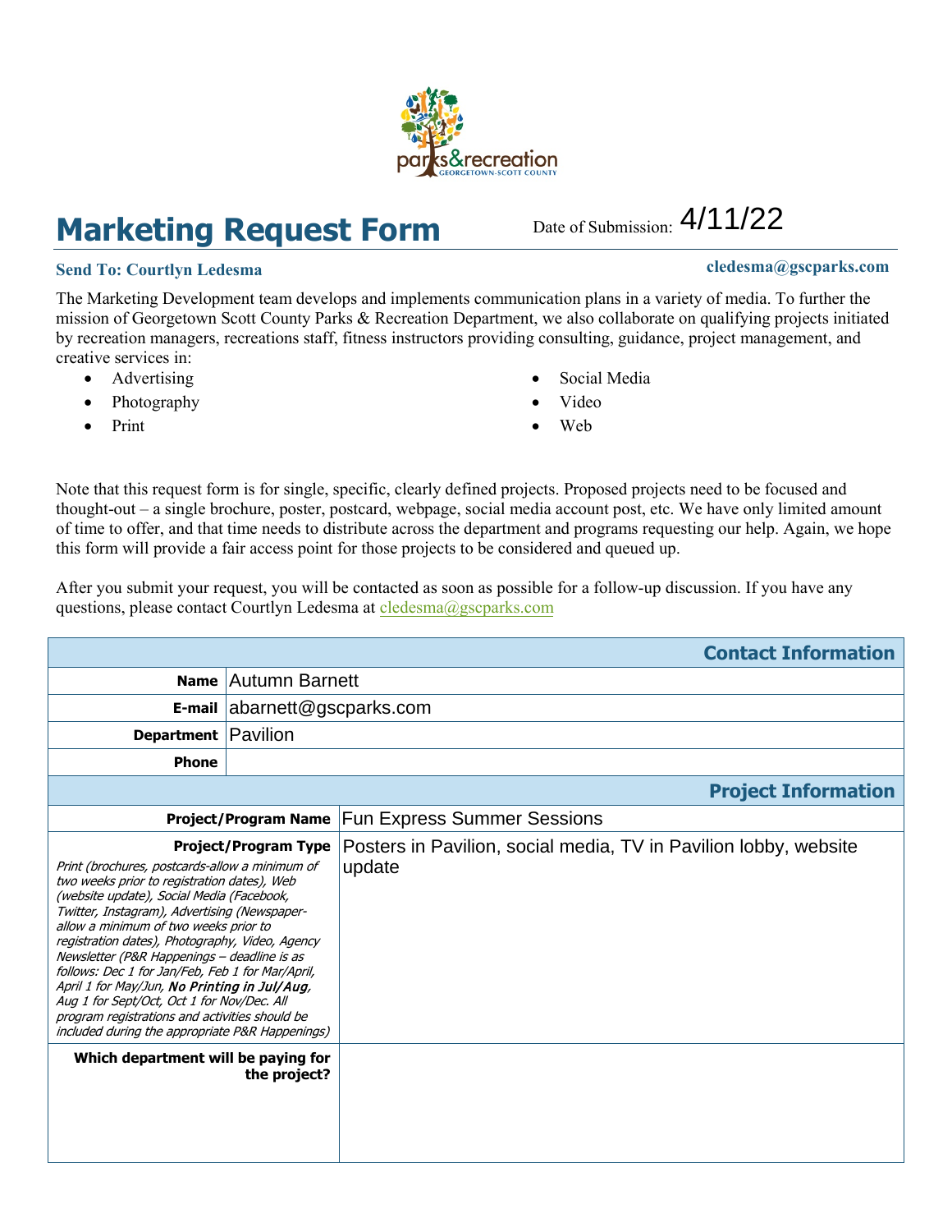# Marketing Request Form

Date of Submission: 4/11/22

**Send To: Courtlyn Ledesma** **cledesma@gscparks.com**

The Marketing Development team develops and implements communication plans in a variety of media. To further the mission of Georgetown Scott County Parks & Recreation Department, we also collaborate on qualifying projects initiated by recreation managers, recreations staff, fitness instructors providing consulting, guidance, project management, and creative services in:

- Advertising
- Photography
- Print
- Social Media
- Video
- Web

Note that this request form is for single, specific, clearly defined projects. Proposed projects need to be focused and thought-out – a single brochure, poster, postcard, webpage, social media account post, etc. We have only limited amount of time to offer, and that time needs to distribute across the department and programs requesting our help. Again, we hope this form will provide a fair access point for those projects to be considered and queued up.

After you submit your request, you will be contacted as soon as possible for a follow-up discussion. If you have any questions, please contact Courtlyn Ledesma at cledesma@gscparks.com

| **Contact Information** | |
|---|---|
| **Name** | Autumn Barnett |
| **E-mail** | abarnett@gscparks.com |
| **Department** | Pavilion |
| **Phone** | |

| **Project Information** | |
|---|---|
| **Project/Program Name** | Fun Express Summer Sessions |
| **Project/Program Type** *Print (brochures, postcards-allow a minimum of two weeks prior to registration dates), Web (website update), Social Media (Facebook, Twitter, Instagram), Advertising (Newspaper-allow a minimum of two weeks prior to registration dates), Photography, Video, Agency Newsletter (P&R Happenings – deadline is as follows: Dec 1 for Jan/Feb, Feb 1 for Mar/April, April 1 for May/Jun,* ***No Printing in Jul/Aug****, Aug 1 for Sept/Oct, Oct 1 for Nov/Dec. All program registrations and activities should be included during the appropriate P&R Happenings)* | Posters in Pavilion, social media, TV in Pavilion lobby, website update |
| **Which department will be paying for the project?** | |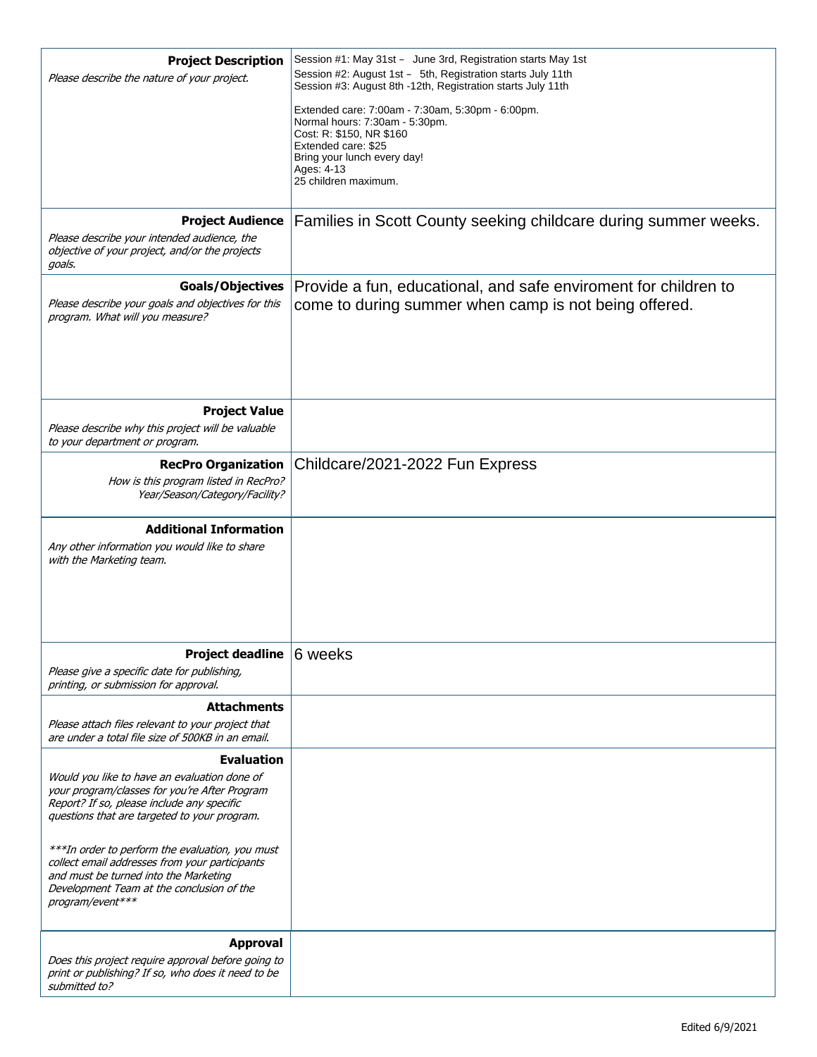| | |
|---|---|
| **Project Description**<br>*Please describe the nature of your project.* | Session #1: May 31st – June 3rd, Registration starts May 1st<br>Session #2: August 1st – 5th, Registration starts July 11th<br>Session #3: August 8th -12th, Registration starts July 11th<br><br>Extended care: 7:00am - 7:30am, 5:30pm - 6:00pm.<br>Normal hours: 7:30am - 5:30pm.<br>Cost: R: $150, NR $160<br>Extended care: $25<br>Bring your lunch every day!<br>Ages: 4-13<br>25 children maximum. |
| **Project Audience**<br>*Please describe your intended audience, the objective of your project, and/or the projects goals.* | Families in Scott County seeking childcare during summer weeks. |
| **Goals/Objectives**<br>*Please describe your goals and objectives for this program. What will you measure?* | Provide a fun, educational, and safe enviroment for children to come to during summer when camp is not being offered. |
| **Project Value**<br>*Please describe why this project will be valuable to your department or program.* | |
| **RecPro Organization**<br>*How is this program listed in RecPro? Year/Season/Category/Facility?* | Childcare/2021-2022 Fun Express |
| **Additional Information**<br>*Any other information you would like to share with the Marketing team.* | |
| **Project deadline**<br>*Please give a specific date for publishing, printing, or submission for approval.* | 6 weeks |
| **Attachments**<br>*Please attach files relevant to your project that are under a total file size of 500KB in an email.* | |
| **Evaluation**<br>*Would you like to have an evaluation done of your program/classes for you're After Program Report? If so, please include any specific questions that are targeted to your program.*<br><br>*\*\*\*In order to perform the evaluation, you must collect email addresses from your participants and must be turned into the Marketing Development Team at the conclusion of the program/event\*\*\** | |
| **Approval**<br>*Does this project require approval before going to print or publishing? If so, who does it need to be submitted to?* | |

Edited 6/9/2021